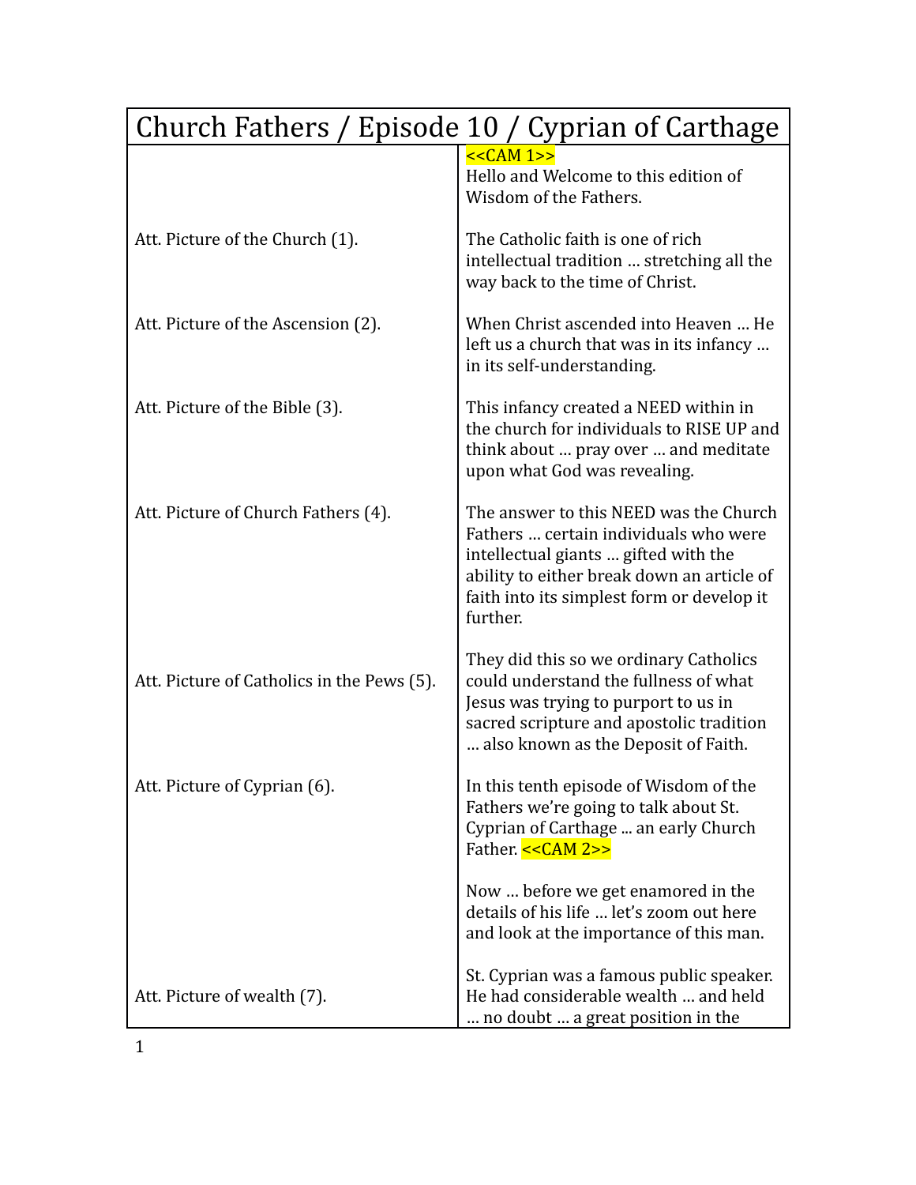| Church Fathers / Episode 10 / Cyprian of Carthage | |
|---|---|
| | <<CAM 1>><br>Hello and Welcome to this edition of Wisdom of the Fathers. |
| Att. Picture of the Church (1). | The Catholic faith is one of rich intellectual tradition … stretching all the way back to the time of Christ. |
| Att. Picture of the Ascension (2). | When Christ ascended into Heaven … He left us a church that was in its infancy … in its self-understanding. |
| Att. Picture of the Bible (3). | This infancy created a NEED within in the church for individuals to RISE UP and think about … pray over … and meditate upon what God was revealing. |
| Att. Picture of Church Fathers (4). | The answer to this NEED was the Church Fathers … certain individuals who were intellectual giants … gifted with the ability to either break down an article of faith into its simplest form or develop it further. |
| Att. Picture of Catholics in the Pews (5). | They did this so we ordinary Catholics could understand the fullness of what Jesus was trying to purport to us in sacred scripture and apostolic tradition … also known as the Deposit of Faith. |
| Att. Picture of Cyprian (6). | In this tenth episode of Wisdom of the Fathers we're going to talk about St. Cyprian of Carthage ... an early Church Father. <<CAM 2>> |
| | Now … before we get enamored in the details of his life … let's zoom out here and look at the importance of this man. |
| Att. Picture of wealth (7). | St. Cyprian was a famous public speaker. He had considerable wealth … and held … no doubt … a great position in the |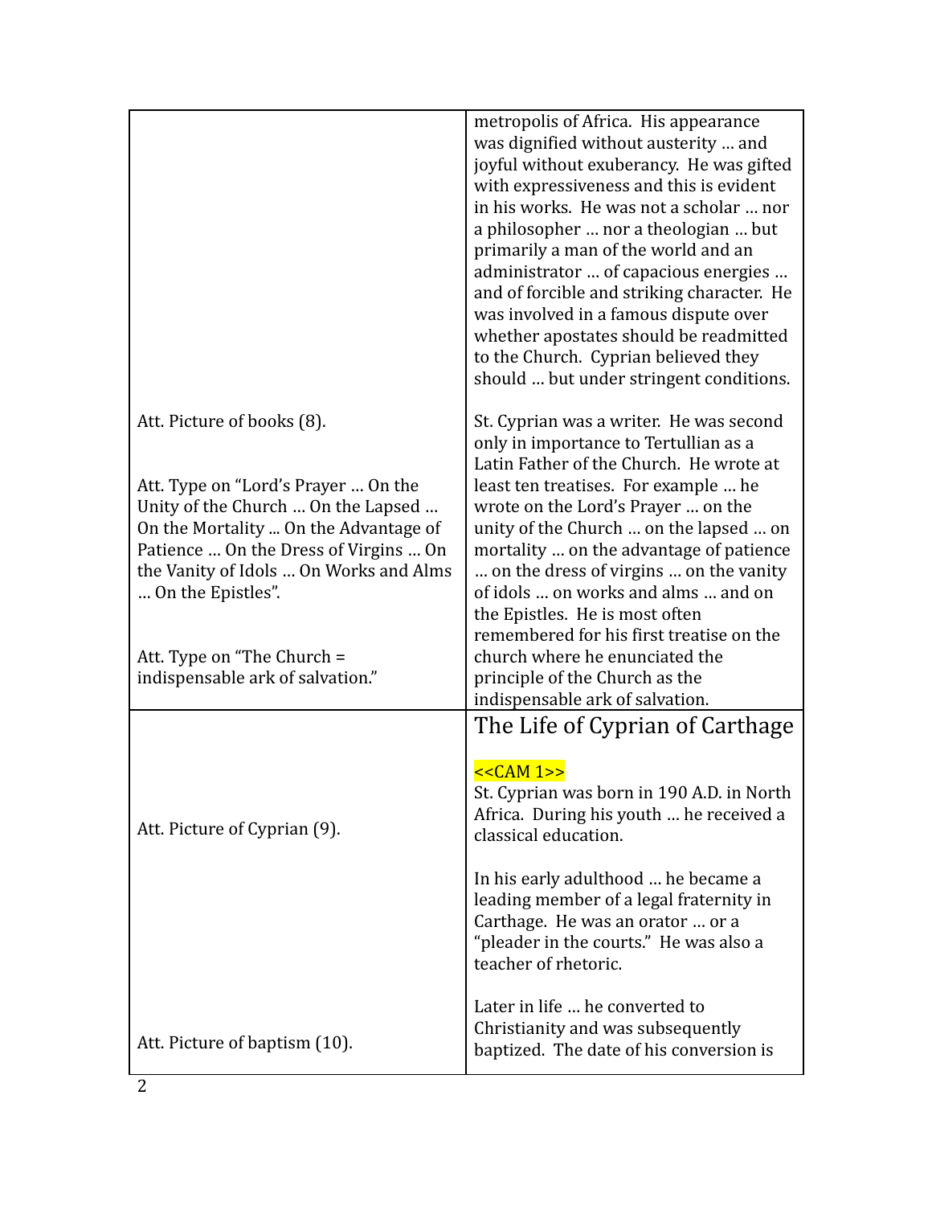| | |
|---|---|
| | metropolis of Africa. His appearance was dignified without austerity … and joyful without exuberancy. He was gifted with expressiveness and this is evident in his works. He was not a scholar … nor a philosopher … nor a theologian … but primarily a man of the world and an administrator … of capacious energies … and of forcible and striking character. He was involved in a famous dispute over whether apostates should be readmitted to the Church. Cyprian believed they should … but under stringent conditions. |
| Att. Picture of books (8).<br><br>Att. Type on "Lord's Prayer … On the Unity of the Church … On the Lapsed … On the Mortality ... On the Advantage of Patience … On the Dress of Virgins … On the Vanity of Idols … On Works and Alms … On the Epistles".<br><br>Att. Type on "The Church = indispensable ark of salvation." | St. Cyprian was a writer. He was second only in importance to Tertullian as a Latin Father of the Church. He wrote at least ten treatises. For example … he wrote on the Lord's Prayer … on the unity of the Church … on the lapsed … on mortality … on the advantage of patience … on the dress of virgins … on the vanity of idols … on works and alms … and on the Epistles. He is most often remembered for his first treatise on the church where he enunciated the principle of the Church as the indispensable ark of salvation. |
| Att. Picture of Cyprian (9).<br><br>Att. Picture of baptism (10). | **The Life of Cyprian of Carthage**<br><br><<CAM 1>><br>St. Cyprian was born in 190 A.D. in North Africa. During his youth … he received a classical education.<br><br>In his early adulthood … he became a leading member of a legal fraternity in Carthage. He was an orator … or a "pleader in the courts." He was also a teacher of rhetoric.<br><br>Later in life … he converted to Christianity and was subsequently baptized. The date of his conversion is |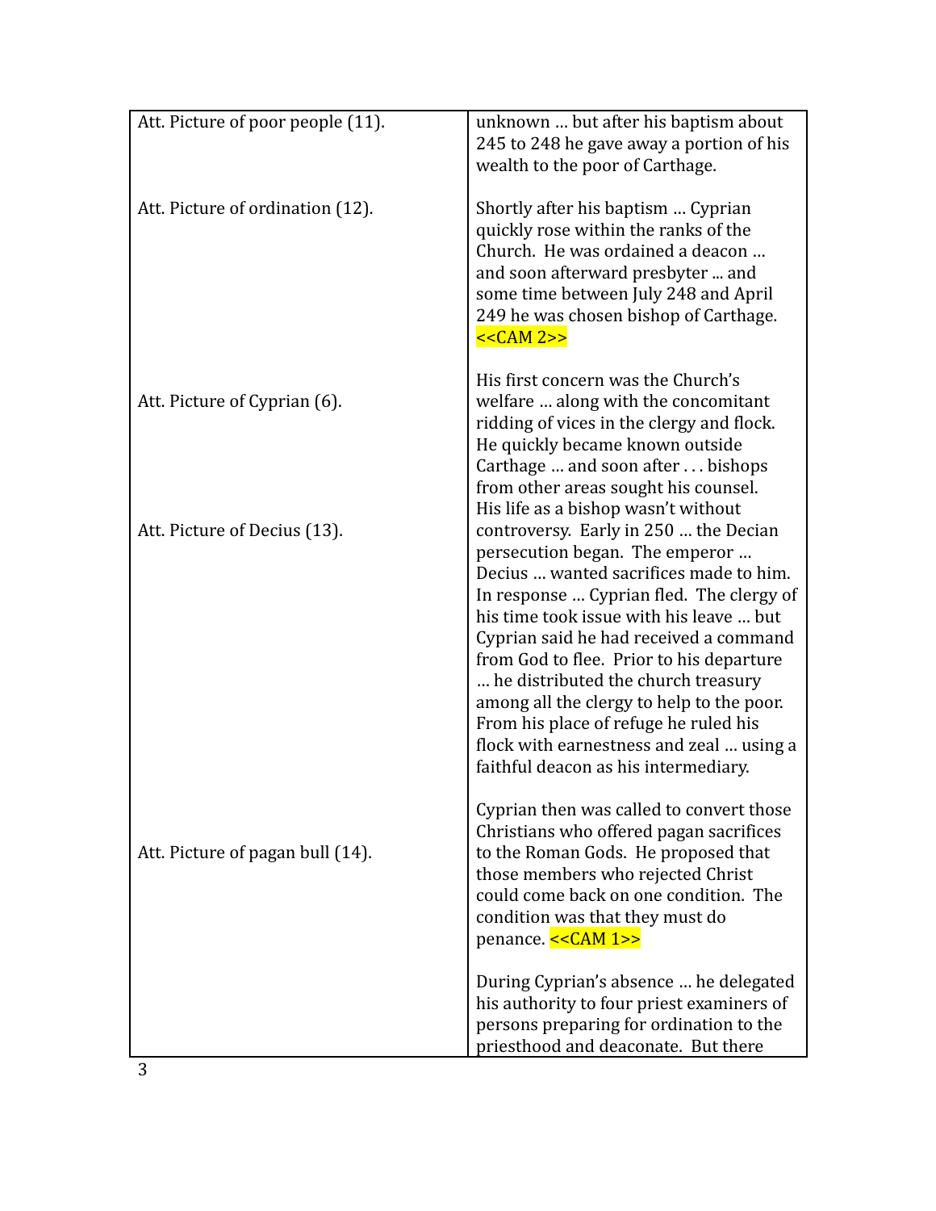| | |
|---|---|
| Att. Picture of poor people (11). | unknown … but after his baptism about 245 to 248 he gave away a portion of his wealth to the poor of Carthage. |
| Att. Picture of ordination (12). | Shortly after his baptism … Cyprian quickly rose within the ranks of the Church. He was ordained a deacon … and soon afterward presbyter ... and some time between July 248 and April 249 he was chosen bishop of Carthage. <<CAM 2>> |
| Att. Picture of Cyprian (6). | His first concern was the Church's welfare … along with the concomitant ridding of vices in the clergy and flock. He quickly became known outside Carthage … and soon after . . . bishops from other areas sought his counsel. |
| Att. Picture of Decius (13). | His life as a bishop wasn't without controversy. Early in 250 … the Decian persecution began. The emperor … Decius … wanted sacrifices made to him. In response … Cyprian fled. The clergy of his time took issue with his leave … but Cyprian said he had received a command from God to flee. Prior to his departure … he distributed the church treasury among all the clergy to help to the poor. From his place of refuge he ruled his flock with earnestness and zeal … using a faithful deacon as his intermediary. |
| Att. Picture of pagan bull (14). | Cyprian then was called to convert those Christians who offered pagan sacrifices to the Roman Gods. He proposed that those members who rejected Christ could come back on one condition. The condition was that they must do penance. <<CAM 1>> |
| | During Cyprian's absence … he delegated his authority to four priest examiners of persons preparing for ordination to the priesthood and deaconate. But there |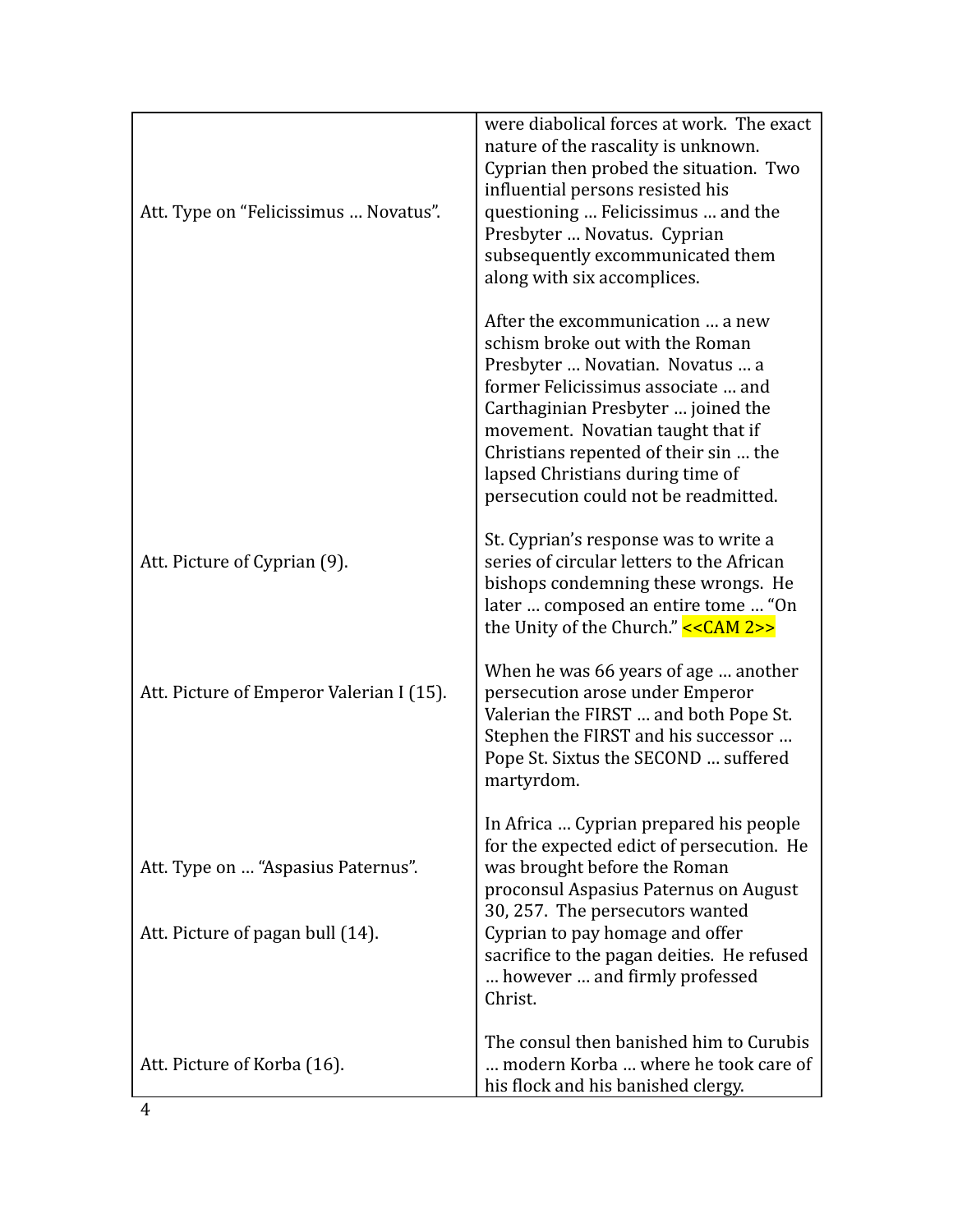| | |
|---|---|
| Att. Type on "Felicissimus … Novatus". | were diabolical forces at work. The exact nature of the rascality is unknown. Cyprian then probed the situation. Two influential persons resisted his questioning … Felicissimus … and the Presbyter … Novatus. Cyprian subsequently excommunicated them along with six accomplices. |
| | After the excommunication … a new schism broke out with the Roman Presbyter … Novatian. Novatus … a former Felicissimus associate … and Carthaginian Presbyter … joined the movement. Novatian taught that if Christians repented of their sin … the lapsed Christians during time of persecution could not be readmitted. |
| Att. Picture of Cyprian (9). | St. Cyprian's response was to write a series of circular letters to the African bishops condemning these wrongs. He later … composed an entire tome … "On the Unity of the Church." <<CAM 2>> |
| Att. Picture of Emperor Valerian I (15). | When he was 66 years of age … another persecution arose under Emperor Valerian the FIRST … and both Pope St. Stephen the FIRST and his successor … Pope St. Sixtus the SECOND … suffered martyrdom. |
| Att. Type on … "Aspasius Paternus".<br><br>Att. Picture of pagan bull (14). | In Africa … Cyprian prepared his people for the expected edict of persecution. He was brought before the Roman proconsul Aspasius Paternus on August 30, 257. The persecutors wanted Cyprian to pay homage and offer sacrifice to the pagan deities. He refused … however … and firmly professed Christ. |
| Att. Picture of Korba (16). | The consul then banished him to Curubis … modern Korba … where he took care of his flock and his banished clergy. |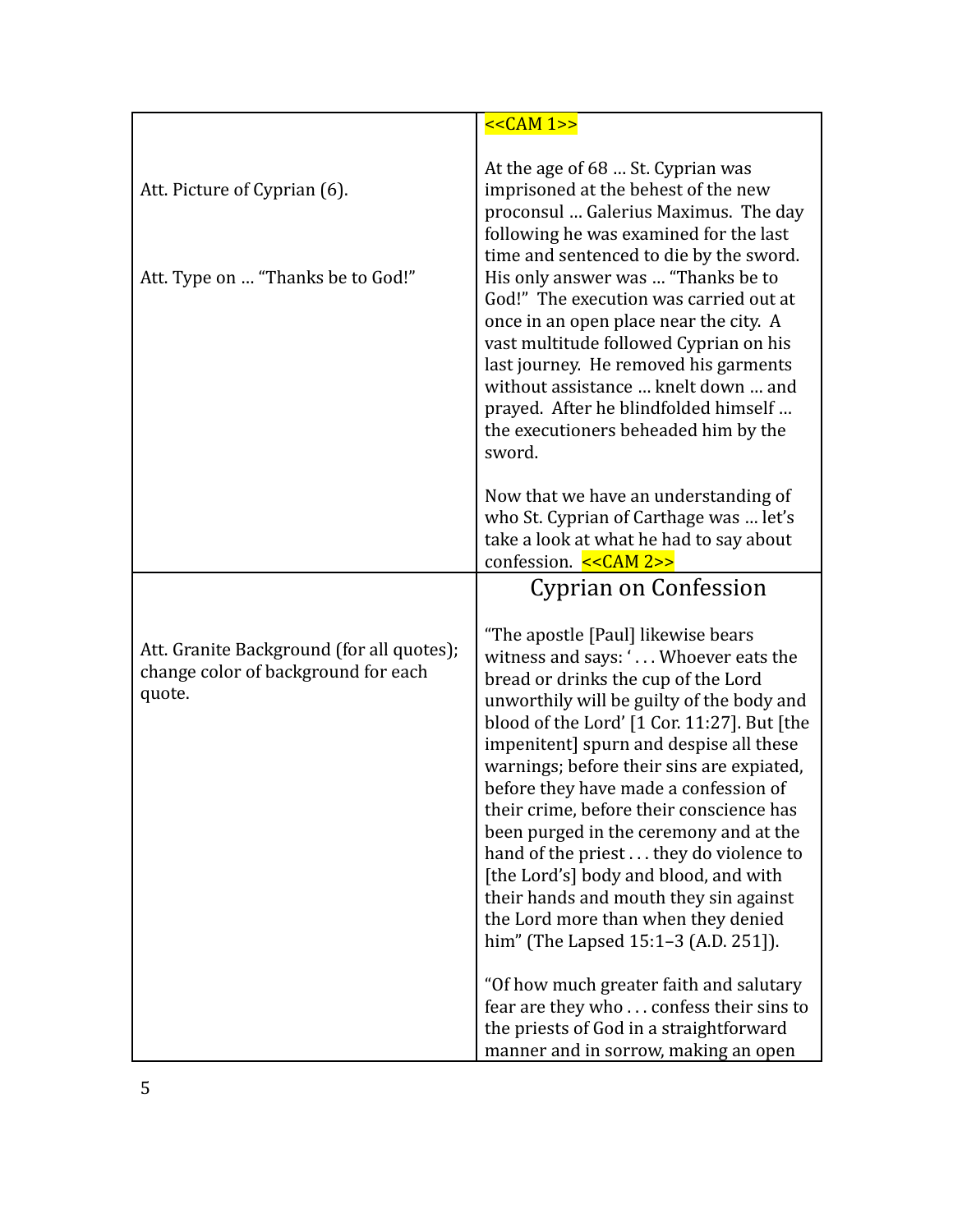| | |
|---|---|
| Att. Picture of Cyprian (6).<br><br>Att. Type on … "Thanks be to God!" | <<CAM 1>><br><br>At the age of 68 … St. Cyprian was imprisoned at the behest of the new proconsul … Galerius Maximus. The day following he was examined for the last time and sentenced to die by the sword. His only answer was … "Thanks be to God!" The execution was carried out at once in an open place near the city. A vast multitude followed Cyprian on his last journey. He removed his garments without assistance … knelt down … and prayed. After he blindfolded himself … the executioners beheaded him by the sword.<br><br>Now that we have an understanding of who St. Cyprian of Carthage was … let's take a look at what he had to say about confession. <<CAM 2>> |
| Att. Granite Background (for all quotes); change color of background for each quote. | **Cyprian on Confession**<br><br>"The apostle [Paul] likewise bears witness and says: '. . . Whoever eats the bread or drinks the cup of the Lord unworthily will be guilty of the body and blood of the Lord' [1 Cor. 11:27]. But [the impenitent] spurn and despise all these warnings; before their sins are expiated, before they have made a confession of their crime, before their conscience has been purged in the ceremony and at the hand of the priest . . . they do violence to [the Lord's] body and blood, and with their hands and mouth they sin against the Lord more than when they denied him" (The Lapsed 15:1–3 (A.D. 251]).<br><br>"Of how much greater faith and salutary fear are they who . . . confess their sins to the priests of God in a straightforward manner and in sorrow, making an open |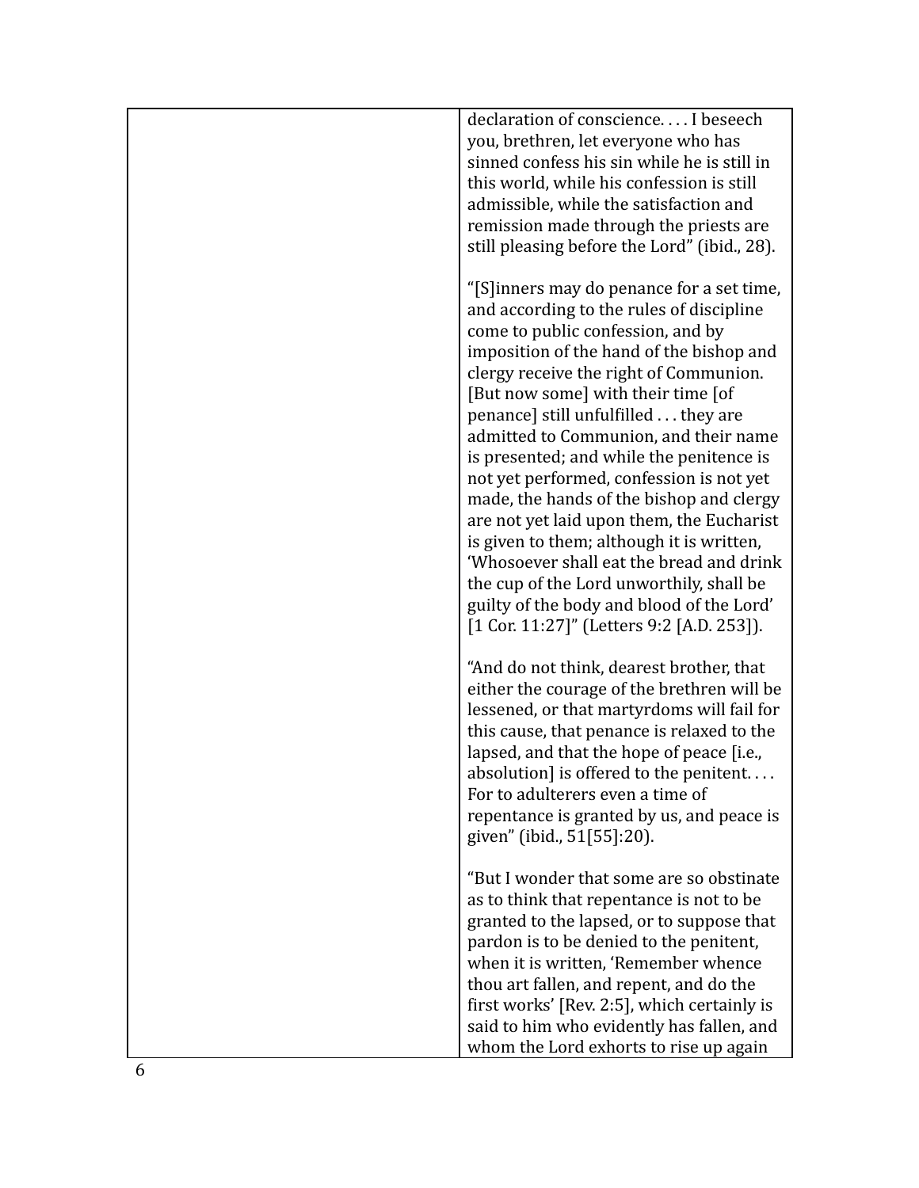| | declaration of conscience. . . . I beseech you, brethren, let everyone who has sinned confess his sin while he is still in this world, while his confession is still admissible, while the satisfaction and remission made through the priests are still pleasing before the Lord" (ibid., 28).<br><br>"[S]inners may do penance for a set time, and according to the rules of discipline come to public confession, and by imposition of the hand of the bishop and clergy receive the right of Communion. [But now some] with their time [of penance] still unfulfilled . . . they are admitted to Communion, and their name is presented; and while the penitence is not yet performed, confession is not yet made, the hands of the bishop and clergy are not yet laid upon them, the Eucharist is given to them; although it is written, 'Whosoever shall eat the bread and drink the cup of the Lord unworthily, shall be guilty of the body and blood of the Lord' [1 Cor. 11:27]" (Letters 9:2 [A.D. 253]).<br><br>"And do not think, dearest brother, that either the courage of the brethren will be lessened, or that martyrdoms will fail for this cause, that penance is relaxed to the lapsed, and that the hope of peace [i.e., absolution] is offered to the penitent. . . . For to adulterers even a time of repentance is granted by us, and peace is given" (ibid., 51[55]:20).<br><br>"But I wonder that some are so obstinate as to think that repentance is not to be granted to the lapsed, or to suppose that pardon is to be denied to the penitent, when it is written, 'Remember whence thou art fallen, and repent, and do the first works' [Rev. 2:5], which certainly is said to him who evidently has fallen, and whom the Lord exhorts to rise up again |
|---|---|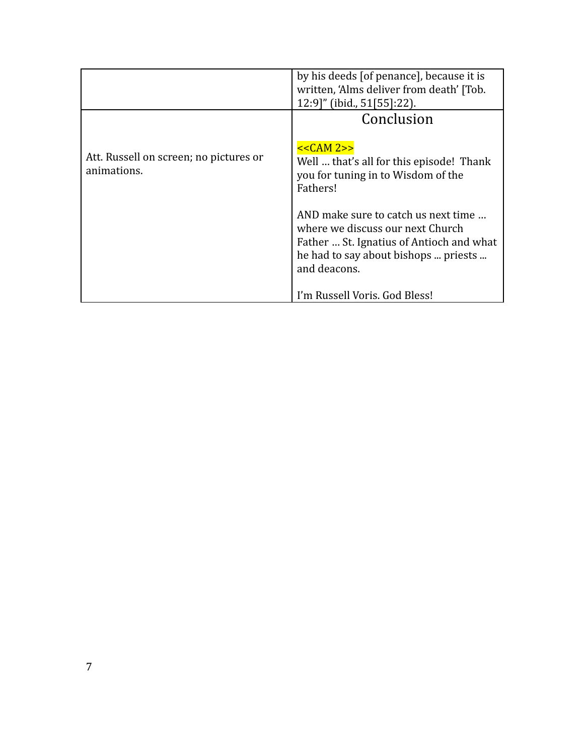| | |
|---|---|
| | by his deeds [of penance], because it is written, 'Alms deliver from death' [Tob. 12:9]" (ibid., 51[55]:22). |
| Att. Russell on screen; no pictures or animations. | **Conclusion**<br><br><<CAM 2>><br>Well … that's all for this episode! Thank you for tuning in to Wisdom of the Fathers!<br><br>AND make sure to catch us next time … where we discuss our next Church Father … St. Ignatius of Antioch and what he had to say about bishops ... priests ... and deacons.<br><br>I'm Russell Voris. God Bless! |